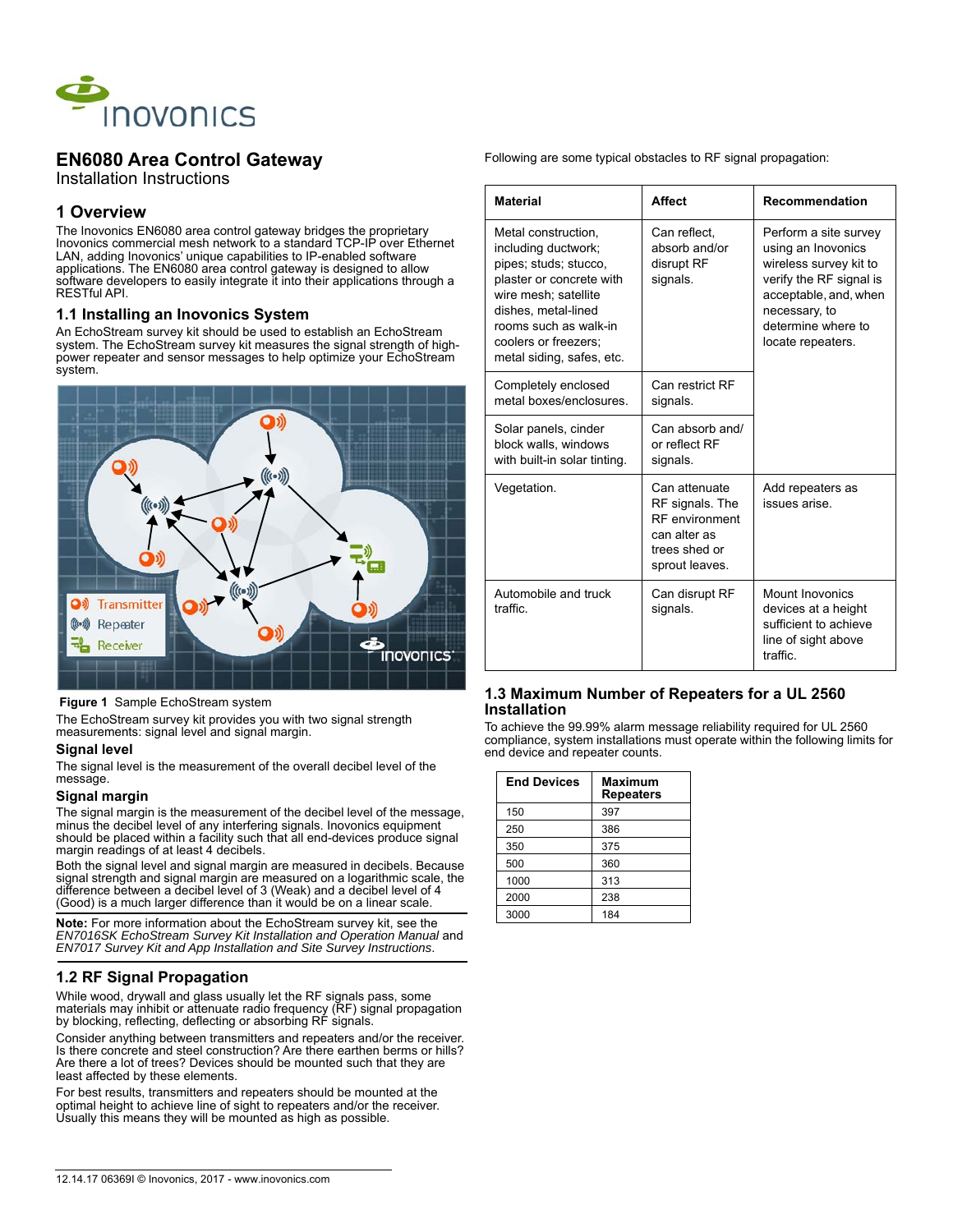# EN6080 Area Control Gateway

Installation Instructions

## 1 Overview

The Inovonics EN6080 area control gateway bridges the proprietary Inovonics commercial mesh network to a standard TCP-IP over Ethernet LAN, adding Inovonics' unique capabilities to IP-enabled software applications. The EN6080 area control gateway is designed to allow software developers to easily integrate it into their applications through a RESTful API.

### 1.1 Installing an Inovonics System

An EchoStream survey kit should be used to establish an EchoStream system. The EchoStream survey kit measures the signal strength of high-power repeater and sensor messages to help optimize your EchoStream system.

**Figure 1** Sample EchoStream system

The EchoStream survey kit provides you with two signal strength measurements: signal level and signal margin.

#### Signal level

The signal level is the measurement of the overall decibel level of the message.

#### Signal margin

The signal margin is the measurement of the decibel level of the message, minus the decibel level of any interfering signals. Inovonics equipment should be placed within a facility such that all end-devices produce signal margin readings of at least 4 decibels.

Both the signal level and signal margin are measured in decibels. Because signal strength and signal margin are measured on a logarithmic scale, the difference between a decibel level of 3 (Weak) and a decibel level of 4 (Good) is a much larger difference than it would be on a linear scale.

**Note:** For more information about the EchoStream survey kit, see the *EN7016SK EchoStream Survey Kit Installation and Operation Manual* and *EN7017 Survey Kit and App Installation and Site Survey Instructions*.

### 1.2 RF Signal Propagation

While wood, drywall and glass usually let the RF signals pass, some materials may inhibit or attenuate radio frequency (RF) signal propagation by blocking, reflecting, deflecting or absorbing RF signals.

Consider anything between transmitters and repeaters and/or the receiver. Is there concrete and steel construction? Are there earthen berms or hills? Are there a lot of trees? Devices should be mounted such that they are least affected by these elements.

For best results, transmitters and repeaters should be mounted at the optimal height to achieve line of sight to repeaters and/or the receiver. Usually this means they will be mounted as high as possible.

Following are some typical obstacles to RF signal propagation:

| Material | Affect | Recommendation |
|---|---|---|
| Metal construction, including ductwork; pipes; studs; stucco, plaster or concrete with wire mesh; satellite dishes, metal-lined rooms such as walk-in coolers or freezers; metal siding, safes, etc. | Can reflect, absorb and/or disrupt RF signals. | Perform a site survey using an Inovonics wireless survey kit to verify the RF signal is acceptable, and, when necessary, to determine where to locate repeaters. |
| Completely enclosed metal boxes/enclosures. | Can restrict RF signals. | |
| Solar panels, cinder block walls, windows with built-in solar tinting. | Can absorb and/ or reflect RF signals. | |
| Vegetation. | Can attenuate RF signals. The RF environment can alter as trees shed or sprout leaves. | Add repeaters as issues arise. |
| Automobile and truck traffic. | Can disrupt RF signals. | Mount Inovonics devices at a height sufficient to achieve line of sight above traffic. |

### 1.3 Maximum Number of Repeaters for a UL 2560 Installation

To achieve the 99.99% alarm message reliability required for UL 2560 compliance, system installations must operate within the following limits for end device and repeater counts.

| End Devices | Maximum Repeaters |
|---|---|
| 150 | 397 |
| 250 | 386 |
| 350 | 375 |
| 500 | 360 |
| 1000 | 313 |
| 2000 | 238 |
| 3000 | 184 |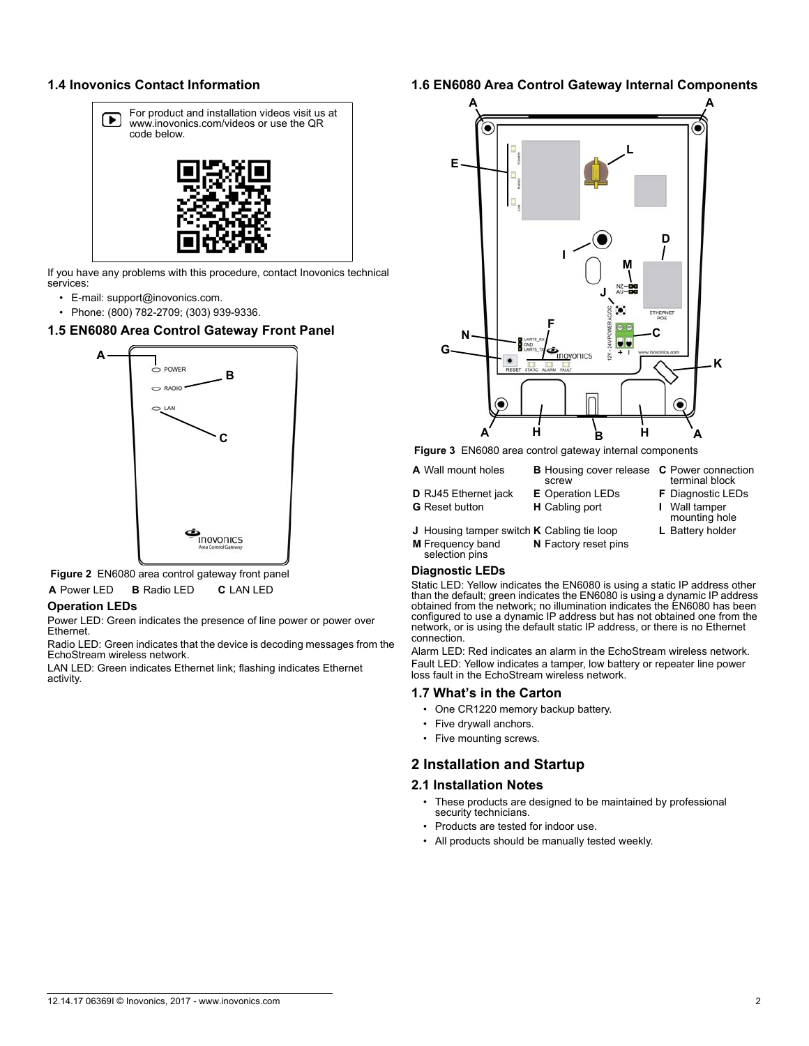## 1.4 Inovonics Contact Information

For product and installation videos visit us at www.inovonics.com/videos or use the QR code below.

If you have any problems with this procedure, contact Inovonics technical services:

- E-mail: support@inovonics.com.
- Phone: (800) 782-2709; (303) 939-9336.

## 1.5 EN6080 Area Control Gateway Front Panel

**Figure 2** EN6080 area control gateway front panel

**A** Power LED **B** Radio LED **C** LAN LED

### Operation LEDs

Power LED: Green indicates the presence of line power or power over Ethernet.

Radio LED: Green indicates that the device is decoding messages from the EchoStream wireless network.

LAN LED: Green indicates Ethernet link; flashing indicates Ethernet activity.

## 1.6 EN6080 Area Control Gateway Internal Components

**Figure 3** EN6080 area control gateway internal components

| | | |
|---|---|---|
| **A** Wall mount holes | **B** Housing cover release screw | **C** Power connection terminal block |
| **D** RJ45 Ethernet jack | **E** Operation LEDs | **F** Diagnostic LEDs |
| **G** Reset button | **H** Cabling port | **I** Wall tamper mounting hole |
| **J** Housing tamper switch | **K** Cabling tie loop | **L** Battery holder |
| **M** Frequency band selection pins | **N** Factory reset pins | |

### Diagnostic LEDs

Static LED: Yellow indicates the EN6080 is using a static IP address other than the default; green indicates the EN6080 is using a dynamic IP address obtained from the network; no illumination indicates the EN6080 has been configured to use a dynamic IP address but has not obtained one from the network, or is using the default static IP address, or there is no Ethernet connection.

Alarm LED: Red indicates an alarm in the EchoStream wireless network.

Fault LED: Yellow indicates a tamper, low battery or repeater line power loss fault in the EchoStream wireless network.

## 1.7 What's in the Carton

- One CR1220 memory backup battery.
- Five drywall anchors.
- Five mounting screws.

# 2 Installation and Startup

## 2.1 Installation Notes

- These products are designed to be maintained by professional security technicians.
- Products are tested for indoor use.
- All products should be manually tested weekly.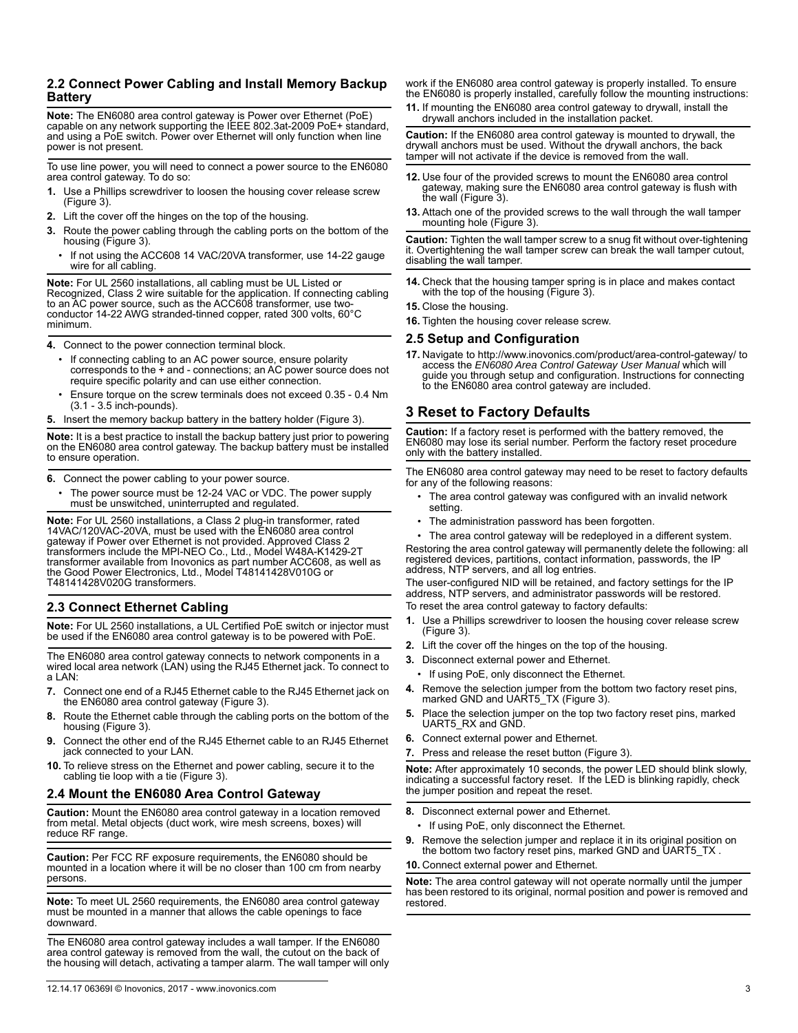## 2.2 Connect Power Cabling and Install Memory Backup Battery

**Note:** The EN6080 area control gateway is Power over Ethernet (PoE) capable on any network supporting the IEEE 802.3at-2009 PoE+ standard, and using a PoE switch. Power over Ethernet will only function when line power is not present.

To use line power, you will need to connect a power source to the EN6080 area control gateway. To do so:

1. Use a Phillips screwdriver to loosen the housing cover release screw (Figure 3).
2. Lift the cover off the hinges on the top of the housing.
3. Route the power cabling through the cabling ports on the bottom of the housing (Figure 3).
   - If not using the ACC608 14 VAC/20VA transformer, use 14-22 gauge wire for all cabling.

**Note:** For UL 2560 installations, all cabling must be UL Listed or Recognized, Class 2 wire suitable for the application. If connecting cabling to an AC power source, such as the ACC608 transformer, use two-conductor 14-22 AWG stranded-tinned copper, rated 300 volts, 60°C minimum.

4. Connect to the power connection terminal block.
   - If connecting cabling to an AC power source, ensure polarity corresponds to the + and - connections; an AC power source does not require specific polarity and can use either connection.
   - Ensure torque on the screw terminals does not exceed 0.35 - 0.4 Nm (3.1 - 3.5 inch-pounds).
5. Insert the memory backup battery in the battery holder (Figure 3).

**Note:** It is a best practice to install the backup battery just prior to powering on the EN6080 area control gateway. The backup battery must be installed to ensure operation.

6. Connect the power cabling to your power source.
   - The power source must be 12-24 VAC or VDC. The power supply must be unswitched, uninterrupted and regulated.

**Note:** For UL 2560 installations, a Class 2 plug-in transformer, rated 14VAC/120VAC-20VA, must be used with the EN6080 area control gateway if Power over Ethernet is not provided. Approved Class 2 transformers include the MPI-NEO Co., Ltd., Model W48A-K1429-2T transformer available from Inovonics as part number ACC608, as well as the Good Power Electronics, Ltd., Model T48141428V010G or T48141428V020G transformers.

## 2.3 Connect Ethernet Cabling

**Note:** For UL 2560 installations, a UL Certified PoE switch or injector must be used if the EN6080 area control gateway is to be powered with PoE.

The EN6080 area control gateway connects to network components in a wired local area network (LAN) using the RJ45 Ethernet jack. To connect to a LAN:

7. Connect one end of a RJ45 Ethernet cable to the RJ45 Ethernet jack on the EN6080 area control gateway (Figure 3).
8. Route the Ethernet cable through the cabling ports on the bottom of the housing (Figure 3).
9. Connect the other end of the RJ45 Ethernet cable to an RJ45 Ethernet jack connected to your LAN.
10. To relieve stress on the Ethernet and power cabling, secure it to the cabling tie loop with a tie (Figure 3).

## 2.4 Mount the EN6080 Area Control Gateway

**Caution:** Mount the EN6080 area control gateway in a location removed from metal. Metal objects (duct work, wire mesh screens, boxes) will reduce RF range.

**Caution:** Per FCC RF exposure requirements, the EN6080 should be mounted in a location where it will be no closer than 100 cm from nearby persons.

**Note:** To meet UL 2560 requirements, the EN6080 area control gateway must be mounted in a manner that allows the cable openings to face downward.

The EN6080 area control gateway includes a wall tamper. If the EN6080 area control gateway is removed from the wall, the cutout on the back of the housing will detach, activating a tamper alarm. The wall tamper will only work if the EN6080 area control gateway is properly installed. To ensure the EN6080 is properly installed, carefully follow the mounting instructions:

11. If mounting the EN6080 area control gateway to drywall, install the drywall anchors included in the installation packet.

**Caution:** If the EN6080 area control gateway is mounted to drywall, the drywall anchors must be used. Without the drywall anchors, the back tamper will not activate if the device is removed from the wall.

12. Use four of the provided screws to mount the EN6080 area control gateway, making sure the EN6080 area control gateway is flush with the wall (Figure 3).
13. Attach one of the provided screws to the wall through the wall tamper mounting hole (Figure 3).

**Caution:** Tighten the wall tamper screw to a snug fit without over-tightening it. Overtightening the wall tamper screw can break the wall tamper cutout, disabling the wall tamper.

14. Check that the housing tamper spring is in place and makes contact with the top of the housing (Figure 3).
15. Close the housing.
16. Tighten the housing cover release screw.

## 2.5 Setup and Configuration

17. Navigate to http://www.inovonics.com/product/area-control-gateway/ to access the *EN6080 Area Control Gateway User Manual* which will guide you through setup and configuration. Instructions for connecting to the EN6080 area control gateway are included.

# 3 Reset to Factory Defaults

**Caution:** If a factory reset is performed with the battery removed, the EN6080 may lose its serial number. Perform the factory reset procedure only with the battery installed.

The EN6080 area control gateway may need to be reset to factory defaults for any of the following reasons:

- The area control gateway was configured with an invalid network setting.
- The administration password has been forgotten.
- The area control gateway will be redeployed in a different system.

Restoring the area control gateway will permanently delete the following: all registered devices, partitions, contact information, passwords, the IP address, NTP servers, and all log entries.

The user-configured NID will be retained, and factory settings for the IP address, NTP servers, and administrator passwords will be restored.

To reset the area control gateway to factory defaults:

1. Use a Phillips screwdriver to loosen the housing cover release screw (Figure 3).
2. Lift the cover off the hinges on the top of the housing.
3. Disconnect external power and Ethernet.
   - If using PoE, only disconnect the Ethernet.
4. Remove the selection jumper from the bottom two factory reset pins, marked GND and UART5_TX (Figure 3).
5. Place the selection jumper on the top two factory reset pins, marked UART5_RX and GND.
6. Connect external power and Ethernet.
7. Press and release the reset button (Figure 3).

**Note:** After approximately 10 seconds, the power LED should blink slowly, indicating a successful factory reset. If the LED is blinking rapidly, check the jumper position and repeat the reset.

8. Disconnect external power and Ethernet.
   - If using PoE, only disconnect the Ethernet.
9. Remove the selection jumper and replace it in its original position on the bottom two factory reset pins, marked GND and UART5_TX .
10. Connect external power and Ethernet.

**Note:** The area control gateway will not operate normally until the jumper has been restored to its original, normal position and power is removed and restored.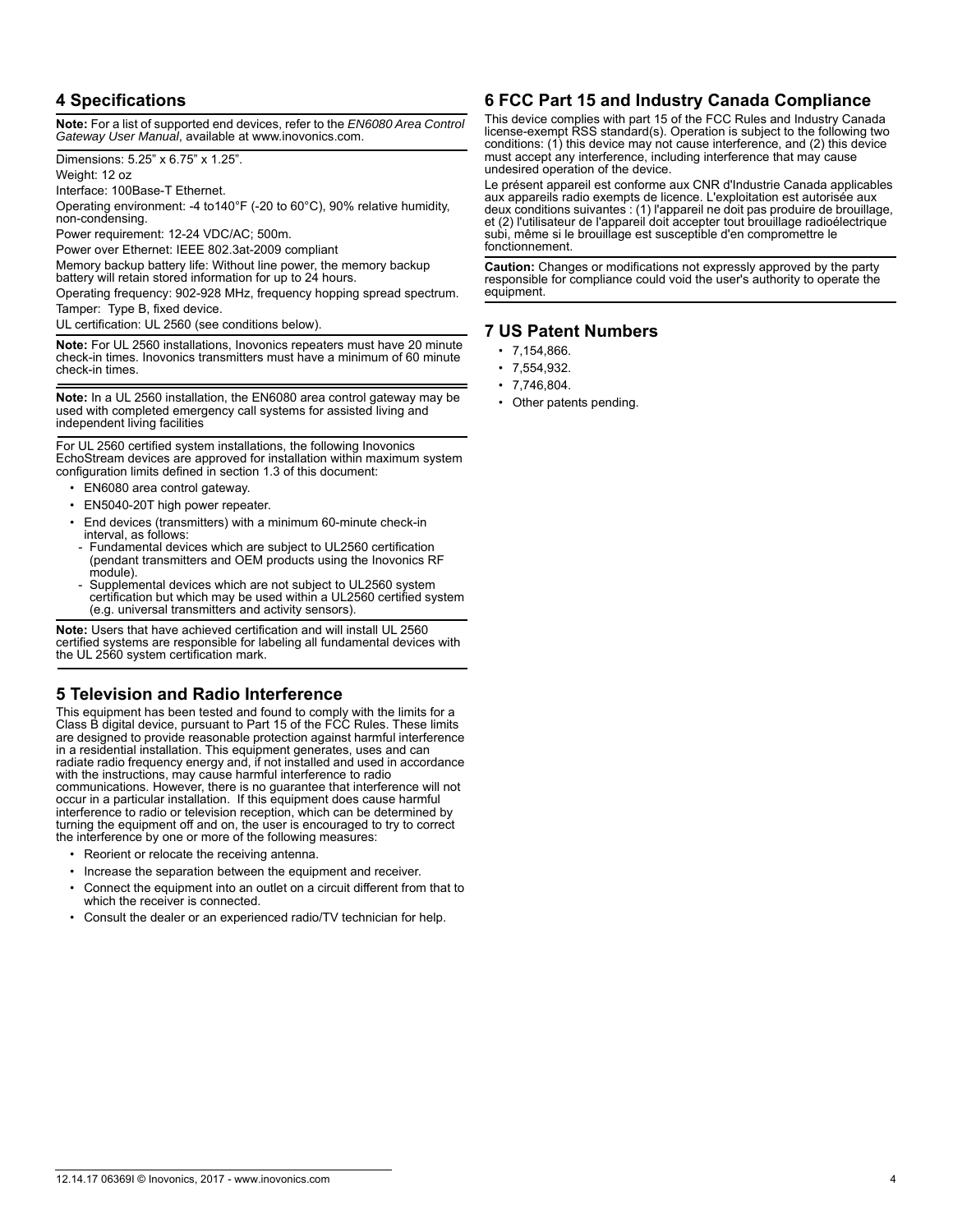## 4 Specifications

**Note:** For a list of supported end devices, refer to the *EN6080 Area Control Gateway User Manual*, available at www.inovonics.com.

Dimensions: 5.25” x 6.75” x 1.25”.

Weight: 12 oz

Interface: 100Base-T Ethernet.

Operating environment: -4 to140°F (-20 to 60°C), 90% relative humidity, non-condensing.

Power requirement: 12-24 VDC/AC; 500m.

Power over Ethernet: IEEE 802.3at-2009 compliant

Memory backup battery life: Without line power, the memory backup battery will retain stored information for up to 24 hours.

Operating frequency: 902-928 MHz, frequency hopping spread spectrum.

Tamper: Type B, fixed device.

UL certification: UL 2560 (see conditions below).

**Note:** For UL 2560 installations, Inovonics repeaters must have 20 minute check-in times. Inovonics transmitters must have a minimum of 60 minute check-in times.

**Note:** In a UL 2560 installation, the EN6080 area control gateway may be used with completed emergency call systems for assisted living and independent living facilities

For UL 2560 certified system installations, the following Inovonics EchoStream devices are approved for installation within maximum system configuration limits defined in section 1.3 of this document:

- EN6080 area control gateway.
- EN5040-20T high power repeater.
- End devices (transmitters) with a minimum 60-minute check-in interval, as follows:
  - Fundamental devices which are subject to UL2560 certification (pendant transmitters and OEM products using the Inovonics RF module).
  - Supplemental devices which are not subject to UL2560 system certification but which may be used within a UL2560 certified system (e.g. universal transmitters and activity sensors).

**Note:** Users that have achieved certification and will install UL 2560 certified systems are responsible for labeling all fundamental devices with the UL 2560 system certification mark.

## 5 Television and Radio Interference

This equipment has been tested and found to comply with the limits for a Class B digital device, pursuant to Part 15 of the FCC Rules. These limits are designed to provide reasonable protection against harmful interference in a residential installation. This equipment generates, uses and can radiate radio frequency energy and, if not installed and used in accordance with the instructions, may cause harmful interference to radio communications. However, there is no guarantee that interference will not occur in a particular installation. If this equipment does cause harmful interference to radio or television reception, which can be determined by turning the equipment off and on, the user is encouraged to try to correct the interference by one or more of the following measures:

- Reorient or relocate the receiving antenna.
- Increase the separation between the equipment and receiver.
- Connect the equipment into an outlet on a circuit different from that to which the receiver is connected.
- Consult the dealer or an experienced radio/TV technician for help.

## 6 FCC Part 15 and Industry Canada Compliance

This device complies with part 15 of the FCC Rules and Industry Canada license-exempt RSS standard(s). Operation is subject to the following two conditions: (1) this device may not cause interference, and (2) this device must accept any interference, including interference that may cause undesired operation of the device.

Le présent appareil est conforme aux CNR d'Industrie Canada applicables aux appareils radio exempts de licence. L'exploitation est autorisée aux deux conditions suivantes : (1) l'appareil ne doit pas produire de brouillage, et (2) l'utilisateur de l'appareil doit accepter tout brouillage radioélectrique subi, même si le brouillage est susceptible d'en compromettre le fonctionnement.

**Caution:** Changes or modifications not expressly approved by the party responsible for compliance could void the user's authority to operate the equipment.

## 7 US Patent Numbers

- 7,154,866.
- 7,554,932.
- 7,746,804.
- Other patents pending.

12.14.17 06369I © Inovonics, 2017 - www.inovonics.com